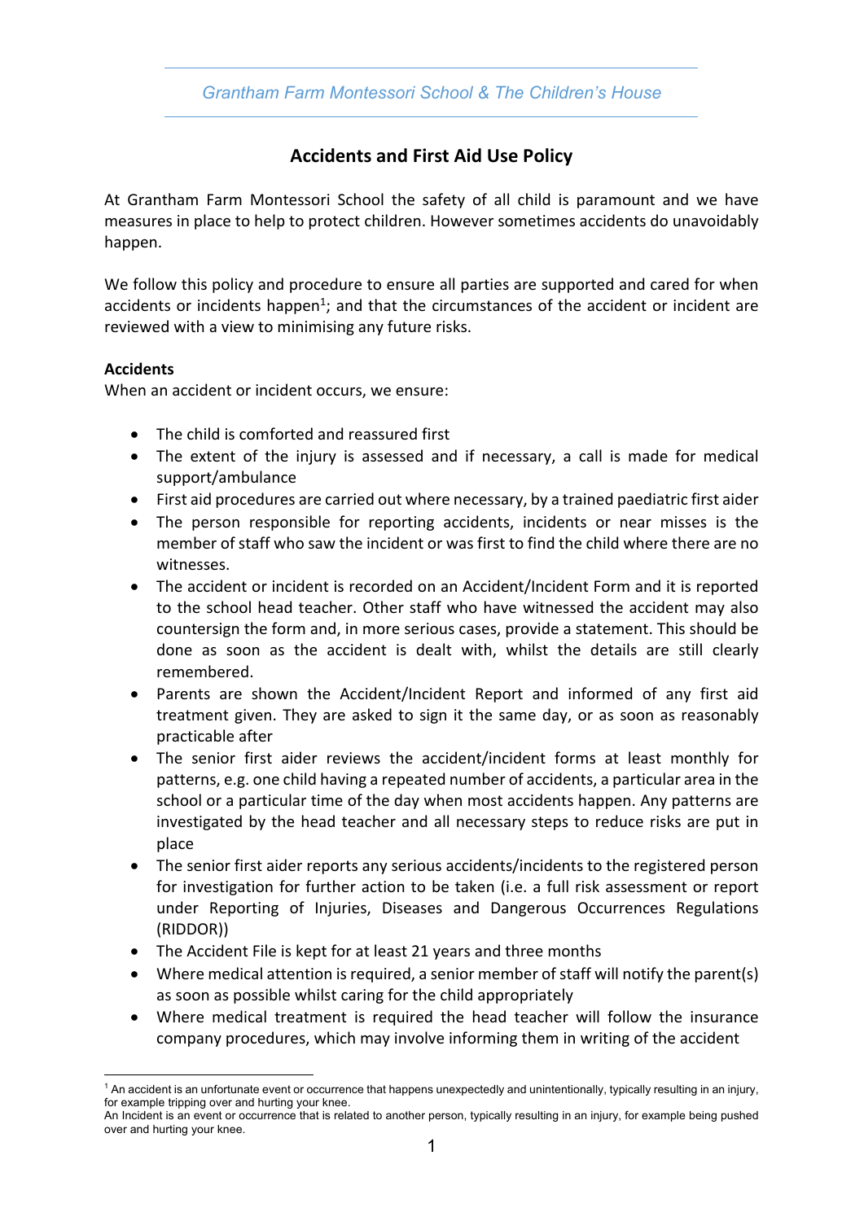Grantham Farm Montessori School & The Children's House

# Accidents and First Aid Use Policy

At Grantham Farm Montessori School the safety of all child is paramount and we have measures in place to help to protect children. However sometimes accidents do unavoidably happen.

We follow this policy and procedure to ensure all parties are supported and cared for when accidents or incidents happen[1]; and that the circumstances of the accident or incident are reviewed with a view to minimising any future risks.

**Accidents**

When an accident or incident occurs, we ensure:

- The child is comforted and reassured first
- The extent of the injury is assessed and if necessary, a call is made for medical support/ambulance
- First aid procedures are carried out where necessary, by a trained paediatric first aider
- The person responsible for reporting accidents, incidents or near misses is the member of staff who saw the incident or was first to find the child where there are no witnesses.
- The accident or incident is recorded on an Accident/Incident Form and it is reported to the school head teacher. Other staff who have witnessed the accident may also countersign the form and, in more serious cases, provide a statement. This should be done as soon as the accident is dealt with, whilst the details are still clearly remembered.
- Parents are shown the Accident/Incident Report and informed of any first aid treatment given. They are asked to sign it the same day, or as soon as reasonably practicable after
- The senior first aider reviews the accident/incident forms at least monthly for patterns, e.g. one child having a repeated number of accidents, a particular area in the school or a particular time of the day when most accidents happen. Any patterns are investigated by the head teacher and all necessary steps to reduce risks are put in place
- The senior first aider reports any serious accidents/incidents to the registered person for investigation for further action to be taken (i.e. a full risk assessment or report under Reporting of Injuries, Diseases and Dangerous Occurrences Regulations (RIDDOR))
- The Accident File is kept for at least 21 years and three months
- Where medical attention is required, a senior member of staff will notify the parent(s) as soon as possible whilst caring for the child appropriately
- Where medical treatment is required the head teacher will follow the insurance company procedures, which may involve informing them in writing of the accident

---

[1] An accident is an unfortunate event or occurrence that happens unexpectedly and unintentionally, typically resulting in an injury, for example tripping over and hurting your knee.
An Incident is an event or occurrence that is related to another person, typically resulting in an injury, for example being pushed over and hurting your knee.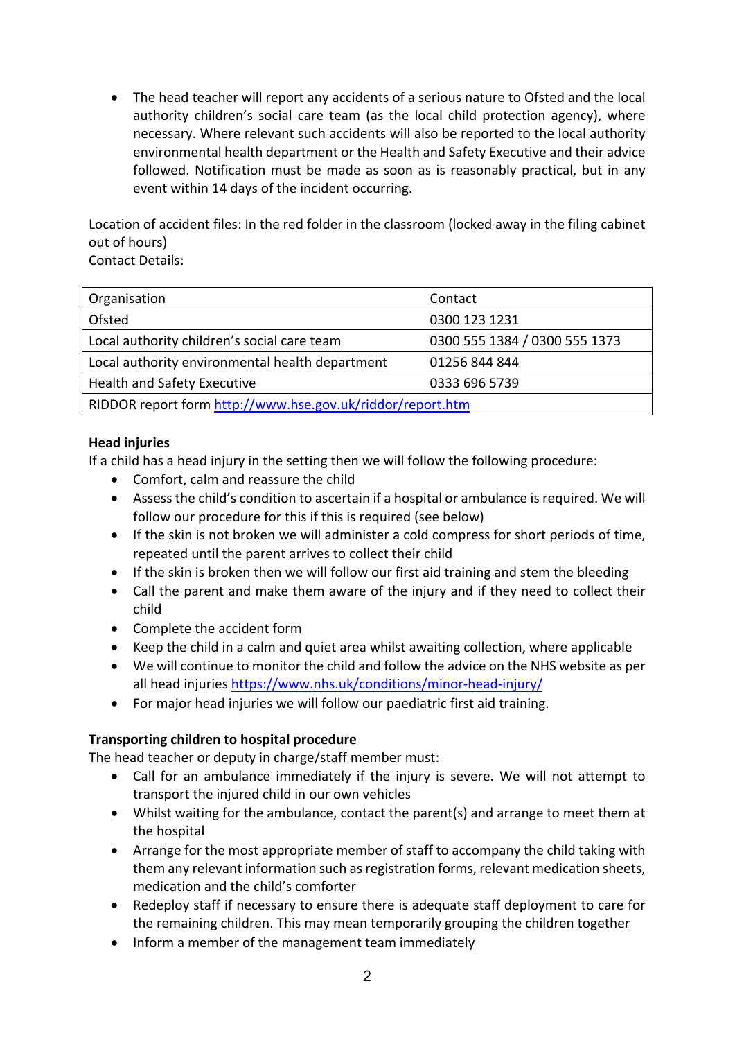- The head teacher will report any accidents of a serious nature to Ofsted and the local authority children's social care team (as the local child protection agency), where necessary. Where relevant such accidents will also be reported to the local authority environmental health department or the Health and Safety Executive and their advice followed. Notification must be made as soon as is reasonably practical, but in any event within 14 days of the incident occurring.

Location of accident files: In the red folder in the classroom (locked away in the filing cabinet out of hours)
Contact Details:

| Organisation | Contact |
|---|---|
| Ofsted | 0300 123 1231 |
| Local authority children's social care team | 0300 555 1384 / 0300 555 1373 |
| Local authority environmental health department | 01256 844 844 |
| Health and Safety Executive | 0333 696 5739 |
| RIDDOR report form http://www.hse.gov.uk/riddor/report.htm | |

**Head injuries**
If a child has a head injury in the setting then we will follow the following procedure:

- Comfort, calm and reassure the child
- Assess the child's condition to ascertain if a hospital or ambulance is required. We will follow our procedure for this if this is required (see below)
- If the skin is not broken we will administer a cold compress for short periods of time, repeated until the parent arrives to collect their child
- If the skin is broken then we will follow our first aid training and stem the bleeding
- Call the parent and make them aware of the injury and if they need to collect their child
- Complete the accident form
- Keep the child in a calm and quiet area whilst awaiting collection, where applicable
- We will continue to monitor the child and follow the advice on the NHS website as per all head injuries https://www.nhs.uk/conditions/minor-head-injury/
- For major head injuries we will follow our paediatric first aid training.

**Transporting children to hospital procedure**
The head teacher or deputy in charge/staff member must:

- Call for an ambulance immediately if the injury is severe. We will not attempt to transport the injured child in our own vehicles
- Whilst waiting for the ambulance, contact the parent(s) and arrange to meet them at the hospital
- Arrange for the most appropriate member of staff to accompany the child taking with them any relevant information such as registration forms, relevant medication sheets, medication and the child's comforter
- Redeploy staff if necessary to ensure there is adequate staff deployment to care for the remaining children. This may mean temporarily grouping the children together
- Inform a member of the management team immediately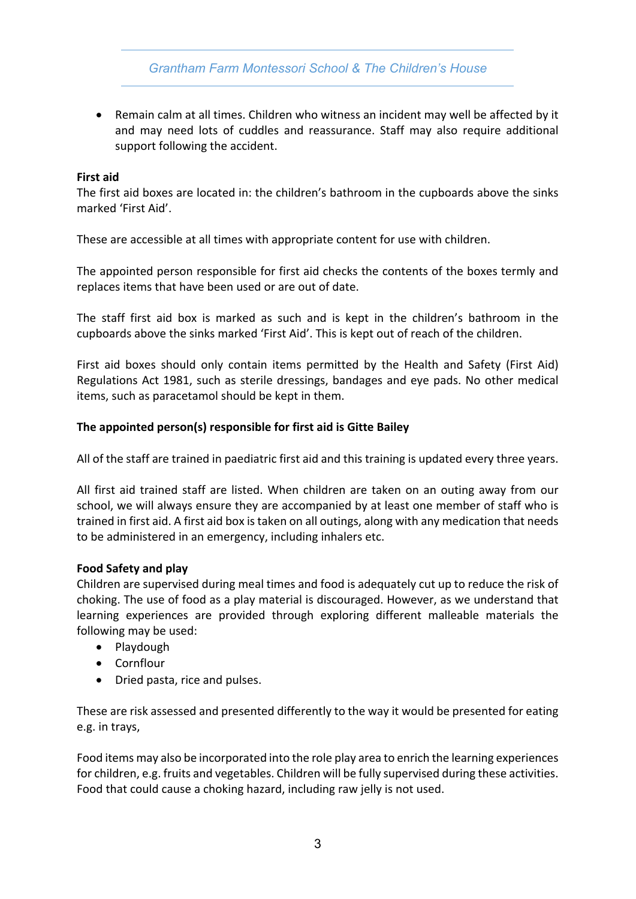- Remain calm at all times. Children who witness an incident may well be affected by it and may need lots of cuddles and reassurance. Staff may also require additional support following the accident.

**First aid**

The first aid boxes are located in: the children's bathroom in the cupboards above the sinks marked 'First Aid'.

These are accessible at all times with appropriate content for use with children.

The appointed person responsible for first aid checks the contents of the boxes termly and replaces items that have been used or are out of date.

The staff first aid box is marked as such and is kept in the children's bathroom in the cupboards above the sinks marked 'First Aid'. This is kept out of reach of the children.

First aid boxes should only contain items permitted by the Health and Safety (First Aid) Regulations Act 1981, such as sterile dressings, bandages and eye pads. No other medical items, such as paracetamol should be kept in them.

**The appointed person(s) responsible for first aid is Gitte Bailey**

All of the staff are trained in paediatric first aid and this training is updated every three years.

All first aid trained staff are listed. When children are taken on an outing away from our school, we will always ensure they are accompanied by at least one member of staff who is trained in first aid. A first aid box is taken on all outings, along with any medication that needs to be administered in an emergency, including inhalers etc.

**Food Safety and play**

Children are supervised during meal times and food is adequately cut up to reduce the risk of choking. The use of food as a play material is discouraged. However, as we understand that learning experiences are provided through exploring different malleable materials the following may be used:

- Playdough
- Cornflour
- Dried pasta, rice and pulses.

These are risk assessed and presented differently to the way it would be presented for eating e.g. in trays,

Food items may also be incorporated into the role play area to enrich the learning experiences for children, e.g. fruits and vegetables. Children will be fully supervised during these activities. Food that could cause a choking hazard, including raw jelly is not used.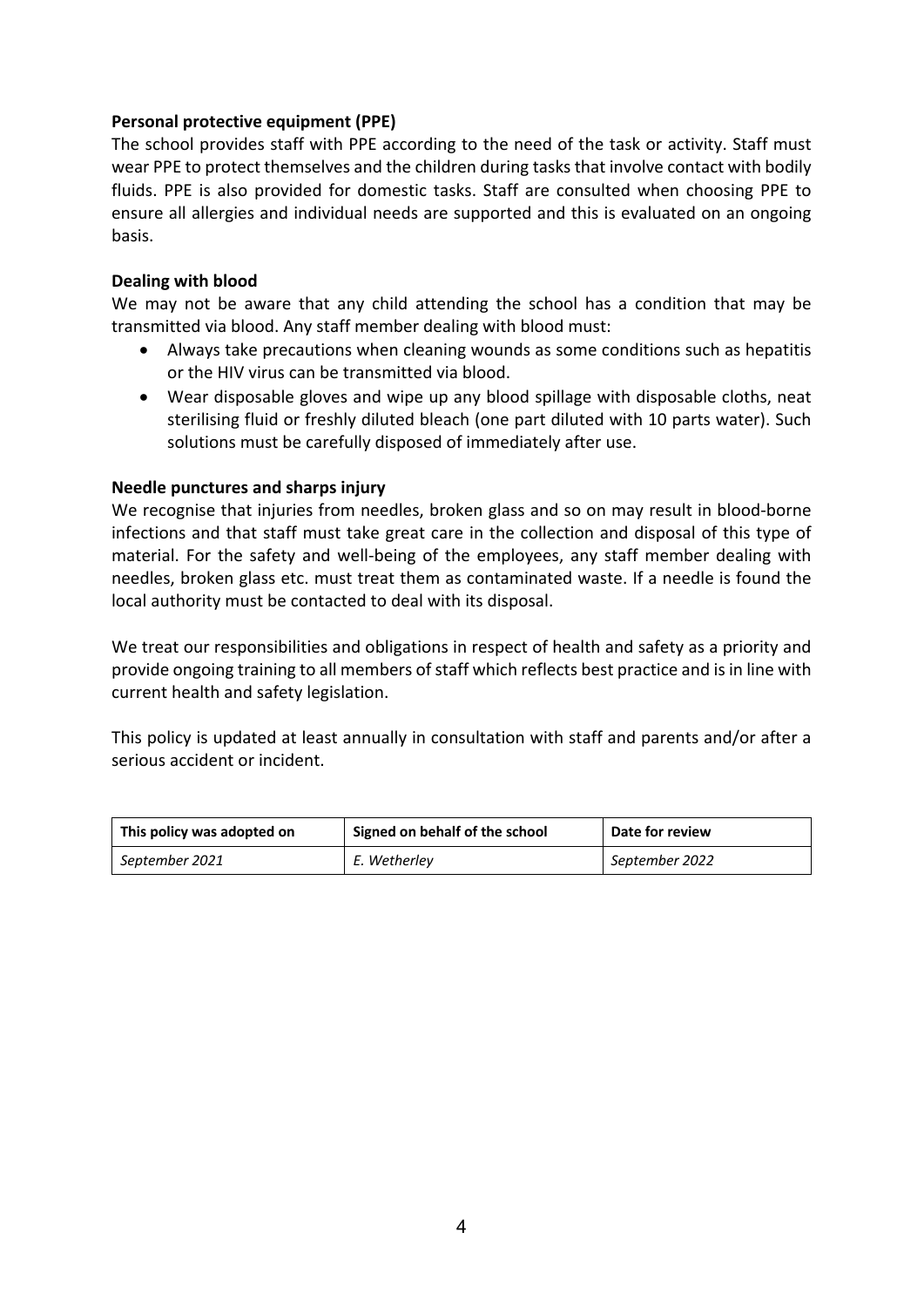**Personal protective equipment (PPE)**

The school provides staff with PPE according to the need of the task or activity. Staff must wear PPE to protect themselves and the children during tasks that involve contact with bodily fluids. PPE is also provided for domestic tasks. Staff are consulted when choosing PPE to ensure all allergies and individual needs are supported and this is evaluated on an ongoing basis.

**Dealing with blood**

We may not be aware that any child attending the school has a condition that may be transmitted via blood. Any staff member dealing with blood must:

- Always take precautions when cleaning wounds as some conditions such as hepatitis or the HIV virus can be transmitted via blood.
- Wear disposable gloves and wipe up any blood spillage with disposable cloths, neat sterilising fluid or freshly diluted bleach (one part diluted with 10 parts water). Such solutions must be carefully disposed of immediately after use.

**Needle punctures and sharps injury**

We recognise that injuries from needles, broken glass and so on may result in blood-borne infections and that staff must take great care in the collection and disposal of this type of material. For the safety and well-being of the employees, any staff member dealing with needles, broken glass etc. must treat them as contaminated waste. If a needle is found the local authority must be contacted to deal with its disposal.

We treat our responsibilities and obligations in respect of health and safety as a priority and provide ongoing training to all members of staff which reflects best practice and is in line with current health and safety legislation.

This policy is updated at least annually in consultation with staff and parents and/or after a serious accident or incident.

| This policy was adopted on | Signed on behalf of the school | Date for review |
|---|---|---|
| *September 2021* | *E. Wetherley* | *September 2022* |